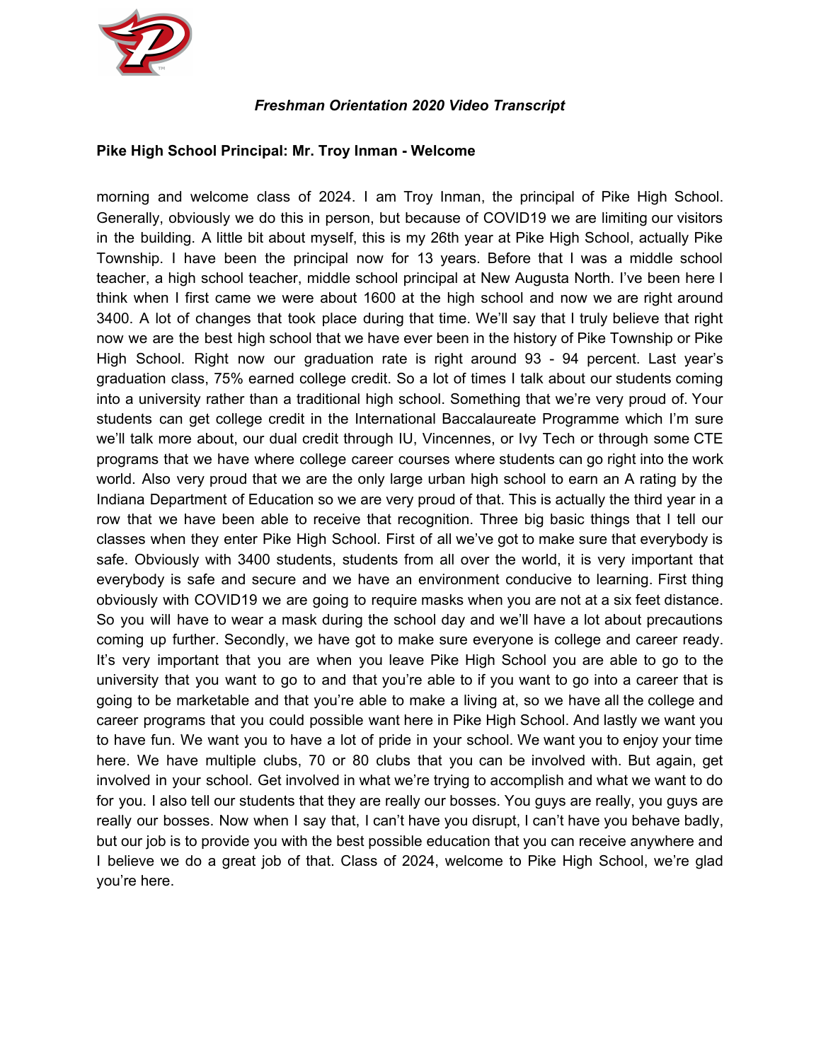*Freshman Orientation 2020 Video Transcript*

**Pike High School Principal: Mr. Troy Inman - Welcome**

morning and welcome class of 2024. I am Troy Inman, the principal of Pike High School. Generally, obviously we do this in person, but because of COVID19 we are limiting our visitors in the building. A little bit about myself, this is my 26th year at Pike High School, actually Pike Township. I have been the principal now for 13 years. Before that I was a middle school teacher, a high school teacher, middle school principal at New Augusta North. I've been here I think when I first came we were about 1600 at the high school and now we are right around 3400. A lot of changes that took place during that time. We'll say that I truly believe that right now we are the best high school that we have ever been in the history of Pike Township or Pike High School. Right now our graduation rate is right around 93 - 94 percent. Last year's graduation class, 75% earned college credit. So a lot of times I talk about our students coming into a university rather than a traditional high school. Something that we're very proud of. Your students can get college credit in the International Baccalaureate Programme which I'm sure we'll talk more about, our dual credit through IU, Vincennes, or Ivy Tech or through some CTE programs that we have where college career courses where students can go right into the work world. Also very proud that we are the only large urban high school to earn an A rating by the Indiana Department of Education so we are very proud of that. This is actually the third year in a row that we have been able to receive that recognition. Three big basic things that I tell our classes when they enter Pike High School. First of all we've got to make sure that everybody is safe. Obviously with 3400 students, students from all over the world, it is very important that everybody is safe and secure and we have an environment conducive to learning. First thing obviously with COVID19 we are going to require masks when you are not at a six feet distance. So you will have to wear a mask during the school day and we'll have a lot about precautions coming up further. Secondly, we have got to make sure everyone is college and career ready. It's very important that you are when you leave Pike High School you are able to go to the university that you want to go to and that you're able to if you want to go into a career that is going to be marketable and that you're able to make a living at, so we have all the college and career programs that you could possible want here in Pike High School. And lastly we want you to have fun. We want you to have a lot of pride in your school. We want you to enjoy your time here. We have multiple clubs, 70 or 80 clubs that you can be involved with. But again, get involved in your school. Get involved in what we're trying to accomplish and what we want to do for you. I also tell our students that they are really our bosses. You guys are really, you guys are really our bosses. Now when I say that, I can't have you disrupt, I can't have you behave badly, but our job is to provide you with the best possible education that you can receive anywhere and I believe we do a great job of that. Class of 2024, welcome to Pike High School, we're glad you're here.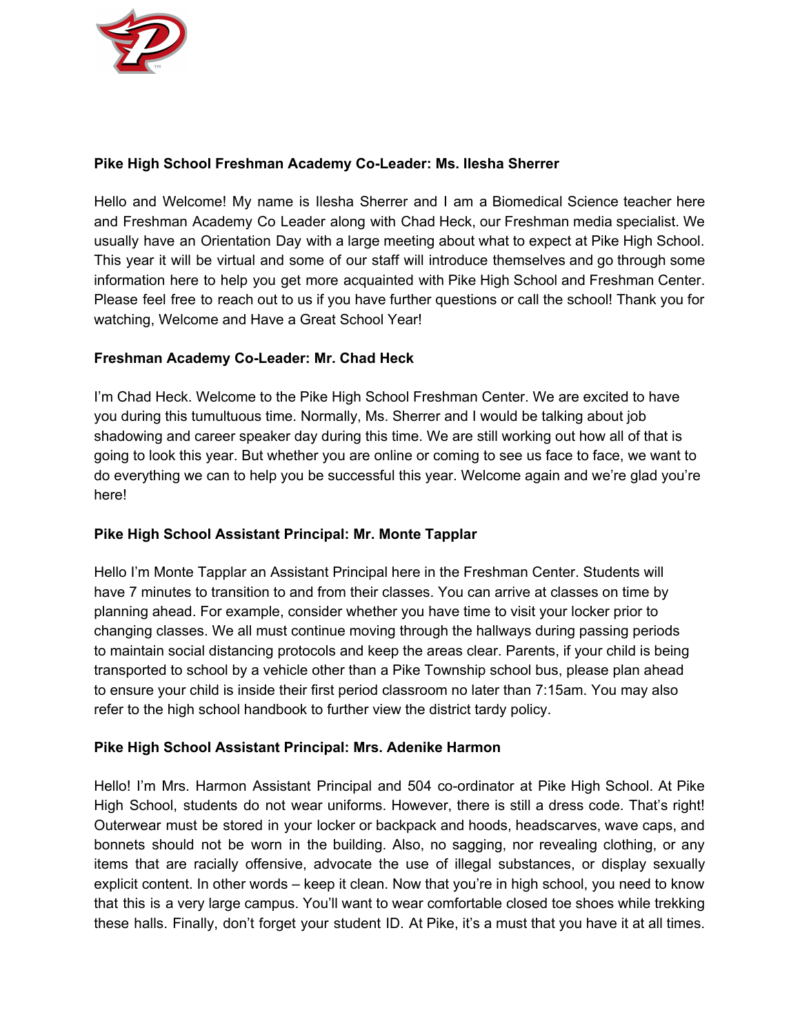**Pike High School Freshman Academy Co-Leader: Ms. Ilesha Sherrer**

Hello and Welcome! My name is Ilesha Sherrer and I am a Biomedical Science teacher here and Freshman Academy Co Leader along with Chad Heck, our Freshman media specialist. We usually have an Orientation Day with a large meeting about what to expect at Pike High School. This year it will be virtual and some of our staff will introduce themselves and go through some information here to help you get more acquainted with Pike High School and Freshman Center. Please feel free to reach out to us if you have further questions or call the school! Thank you for watching, Welcome and Have a Great School Year!

**Freshman Academy Co-Leader: Mr. Chad Heck**

I'm Chad Heck. Welcome to the Pike High School Freshman Center. We are excited to have you during this tumultuous time. Normally, Ms. Sherrer and I would be talking about job shadowing and career speaker day during this time. We are still working out how all of that is going to look this year. But whether you are online or coming to see us face to face, we want to do everything we can to help you be successful this year. Welcome again and we're glad you're here!

**Pike High School Assistant Principal: Mr. Monte Tapplar**

Hello I'm Monte Tapplar an Assistant Principal here in the Freshman Center. Students will have 7 minutes to transition to and from their classes. You can arrive at classes on time by planning ahead. For example, consider whether you have time to visit your locker prior to changing classes. We all must continue moving through the hallways during passing periods to maintain social distancing protocols and keep the areas clear. Parents, if your child is being transported to school by a vehicle other than a Pike Township school bus, please plan ahead to ensure your child is inside their first period classroom no later than 7:15am. You may also refer to the high school handbook to further view the district tardy policy.

**Pike High School Assistant Principal: Mrs. Adenike Harmon**

Hello! I'm Mrs. Harmon Assistant Principal and 504 co-ordinator at Pike High School. At Pike High School, students do not wear uniforms. However, there is still a dress code. That's right! Outerwear must be stored in your locker or backpack and hoods, headscarves, wave caps, and bonnets should not be worn in the building. Also, no sagging, nor revealing clothing, or any items that are racially offensive, advocate the use of illegal substances, or display sexually explicit content. In other words – keep it clean. Now that you're in high school, you need to know that this is a very large campus. You'll want to wear comfortable closed toe shoes while trekking these halls. Finally, don't forget your student ID. At Pike, it's a must that you have it at all times.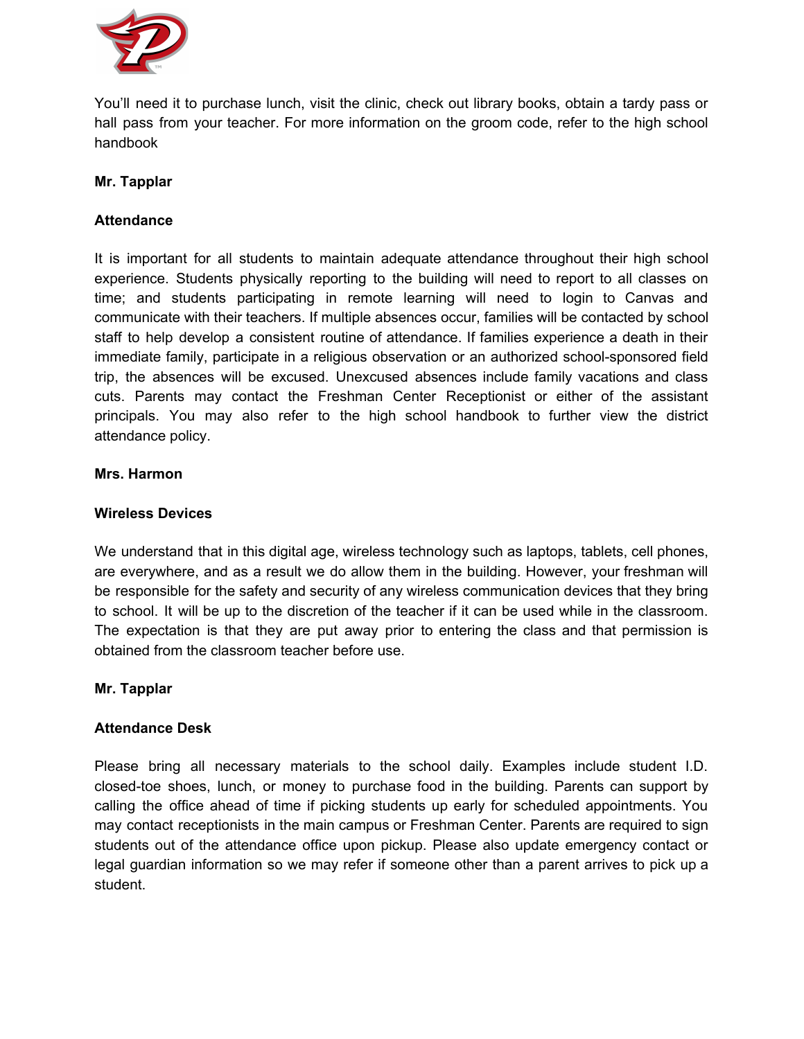You'll need it to purchase lunch, visit the clinic, check out library books, obtain a tardy pass or hall pass from your teacher. For more information on the groom code, refer to the high school handbook

**Mr. Tapplar**

**Attendance**

It is important for all students to maintain adequate attendance throughout their high school experience. Students physically reporting to the building will need to report to all classes on time; and students participating in remote learning will need to login to Canvas and communicate with their teachers. If multiple absences occur, families will be contacted by school staff to help develop a consistent routine of attendance. If families experience a death in their immediate family, participate in a religious observation or an authorized school-sponsored field trip, the absences will be excused. Unexcused absences include family vacations and class cuts. Parents may contact the Freshman Center Receptionist or either of the assistant principals. You may also refer to the high school handbook to further view the district attendance policy.

**Mrs. Harmon**

**Wireless Devices**

We understand that in this digital age, wireless technology such as laptops, tablets, cell phones, are everywhere, and as a result we do allow them in the building. However, your freshman will be responsible for the safety and security of any wireless communication devices that they bring to school. It will be up to the discretion of the teacher if it can be used while in the classroom. The expectation is that they are put away prior to entering the class and that permission is obtained from the classroom teacher before use.

**Mr. Tapplar**

**Attendance Desk**

Please bring all necessary materials to the school daily. Examples include student I.D. closed-toe shoes, lunch, or money to purchase food in the building. Parents can support by calling the office ahead of time if picking students up early for scheduled appointments. You may contact receptionists in the main campus or Freshman Center. Parents are required to sign students out of the attendance office upon pickup. Please also update emergency contact or legal guardian information so we may refer if someone other than a parent arrives to pick up a student.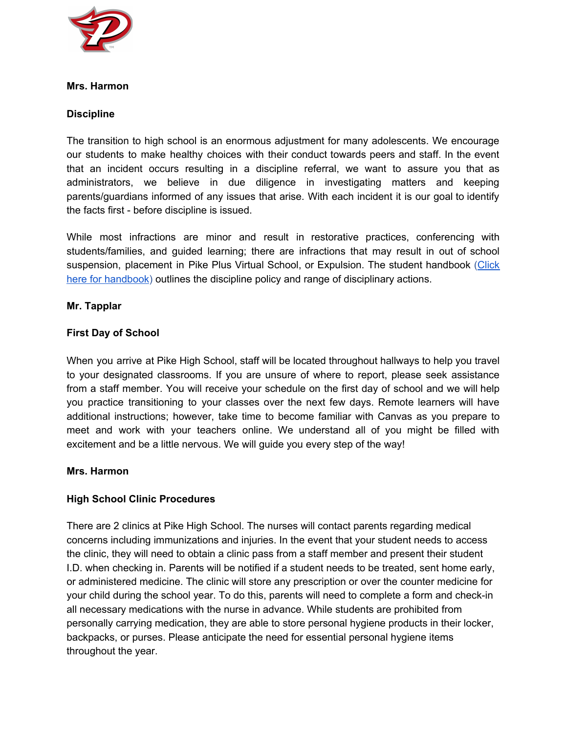**Mrs. Harmon**

**Discipline**

The transition to high school is an enormous adjustment for many adolescents. We encourage our students to make healthy choices with their conduct towards peers and staff. In the event that an incident occurs resulting in a discipline referral, we want to assure you that as administrators, we believe in due diligence in investigating matters and keeping parents/guardians informed of any issues that arise. With each incident it is our goal to identify the facts first - before discipline is issued.

While most infractions are minor and result in restorative practices, conferencing with students/families, and guided learning; there are infractions that may result in out of school suspension, placement in Pike Plus Virtual School, or Expulsion. The student handbook (Click here for handbook) outlines the discipline policy and range of disciplinary actions.

**Mr. Tapplar**

**First Day of School**

When you arrive at Pike High School, staff will be located throughout hallways to help you travel to your designated classrooms. If you are unsure of where to report, please seek assistance from a staff member. You will receive your schedule on the first day of school and we will help you practice transitioning to your classes over the next few days. Remote learners will have additional instructions; however, take time to become familiar with Canvas as you prepare to meet and work with your teachers online. We understand all of you might be filled with excitement and be a little nervous. We will guide you every step of the way!

**Mrs. Harmon**

**High School Clinic Procedures**

There are 2 clinics at Pike High School. The nurses will contact parents regarding medical concerns including immunizations and injuries. In the event that your student needs to access the clinic, they will need to obtain a clinic pass from a staff member and present their student I.D. when checking in. Parents will be notified if a student needs to be treated, sent home early, or administered medicine. The clinic will store any prescription or over the counter medicine for your child during the school year. To do this, parents will need to complete a form and check-in all necessary medications with the nurse in advance. While students are prohibited from personally carrying medication, they are able to store personal hygiene products in their locker, backpacks, or purses. Please anticipate the need for essential personal hygiene items throughout the year.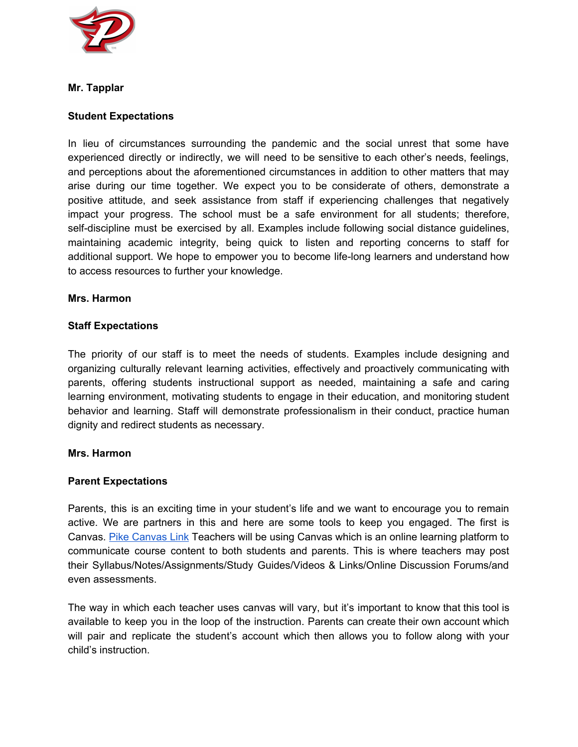**Mr. Tapplar**

**Student Expectations**

In lieu of circumstances surrounding the pandemic and the social unrest that some have experienced directly or indirectly, we will need to be sensitive to each other's needs, feelings, and perceptions about the aforementioned circumstances in addition to other matters that may arise during our time together. We expect you to be considerate of others, demonstrate a positive attitude, and seek assistance from staff if experiencing challenges that negatively impact your progress. The school must be a safe environment for all students; therefore, self-discipline must be exercised by all. Examples include following social distance guidelines, maintaining academic integrity, being quick to listen and reporting concerns to staff for additional support. We hope to empower you to become life-long learners and understand how to access resources to further your knowledge.

**Mrs. Harmon**

**Staff Expectations**

The priority of our staff is to meet the needs of students. Examples include designing and organizing culturally relevant learning activities, effectively and proactively communicating with parents, offering students instructional support as needed, maintaining a safe and caring learning environment, motivating students to engage in their education, and monitoring student behavior and learning. Staff will demonstrate professionalism in their conduct, practice human dignity and redirect students as necessary.

**Mrs. Harmon**

**Parent Expectations**

Parents, this is an exciting time in your student's life and we want to encourage you to remain active. We are partners in this and here are some tools to keep you engaged. The first is Canvas. Pike Canvas Link Teachers will be using Canvas which is an online learning platform to communicate course content to both students and parents. This is where teachers may post their Syllabus/Notes/Assignments/Study Guides/Videos & Links/Online Discussion Forums/and even assessments.

The way in which each teacher uses canvas will vary, but it's important to know that this tool is available to keep you in the loop of the instruction. Parents can create their own account which will pair and replicate the student's account which then allows you to follow along with your child's instruction.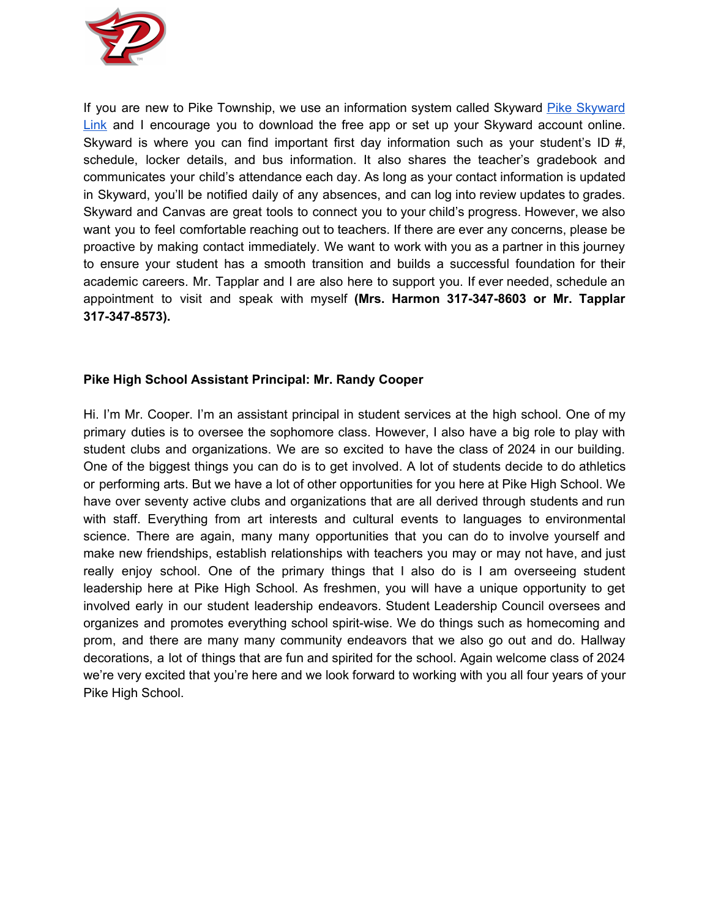If you are new to Pike Township, we use an information system called Skyward [Pike Skyward Link] and I encourage you to download the free app or set up your Skyward account online. Skyward is where you can find important first day information such as your student's ID #, schedule, locker details, and bus information. It also shares the teacher's gradebook and communicates your child's attendance each day. As long as your contact information is updated in Skyward, you'll be notified daily of any absences, and can log into review updates to grades. Skyward and Canvas are great tools to connect you to your child's progress. However, we also want you to feel comfortable reaching out to teachers. If there are ever any concerns, please be proactive by making contact immediately. We want to work with you as a partner in this journey to ensure your student has a smooth transition and builds a successful foundation for their academic careers. Mr. Tapplar and I are also here to support you. If ever needed, schedule an appointment to visit and speak with myself **(Mrs. Harmon 317-347-8603 or Mr. Tapplar 317-347-8573).**

**Pike High School Assistant Principal: Mr. Randy Cooper**

Hi. I'm Mr. Cooper. I'm an assistant principal in student services at the high school. One of my primary duties is to oversee the sophomore class. However, I also have a big role to play with student clubs and organizations. We are so excited to have the class of 2024 in our building. One of the biggest things you can do is to get involved. A lot of students decide to do athletics or performing arts. But we have a lot of other opportunities for you here at Pike High School. We have over seventy active clubs and organizations that are all derived through students and run with staff. Everything from art interests and cultural events to languages to environmental science. There are again, many many opportunities that you can do to involve yourself and make new friendships, establish relationships with teachers you may or may not have, and just really enjoy school. One of the primary things that I also do is I am overseeing student leadership here at Pike High School. As freshmen, you will have a unique opportunity to get involved early in our student leadership endeavors. Student Leadership Council oversees and organizes and promotes everything school spirit-wise. We do things such as homecoming and prom, and there are many many community endeavors that we also go out and do. Hallway decorations, a lot of things that are fun and spirited for the school. Again welcome class of 2024 we're very excited that you're here and we look forward to working with you all four years of your Pike High School.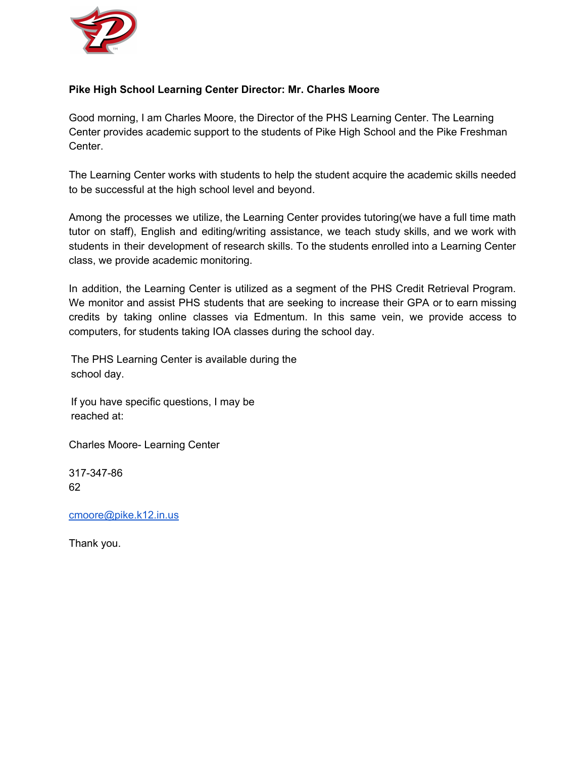**Pike High School Learning Center Director: Mr. Charles Moore**

Good morning, I am Charles Moore, the Director of the PHS Learning Center. The Learning Center provides academic support to the students of Pike High School and the Pike Freshman Center.

The Learning Center works with students to help the student acquire the academic skills needed to be successful at the high school level and beyond.

Among the processes we utilize, the Learning Center provides tutoring(we have a full time math tutor on staff), English and editing/writing assistance, we teach study skills, and we work with students in their development of research skills. To the students enrolled into a Learning Center class, we provide academic monitoring.

In addition, the Learning Center is utilized as a segment of the PHS Credit Retrieval Program. We monitor and assist PHS students that are seeking to increase their GPA or to earn missing credits by taking online classes via Edmentum. In this same vein, we provide access to computers, for students taking IOA classes during the school day.

The PHS Learning Center is available during the school day.

If you have specific questions, I may be reached at:

Charles Moore- Learning Center

317-347-8662

cmoore@pike.k12.in.us

Thank you.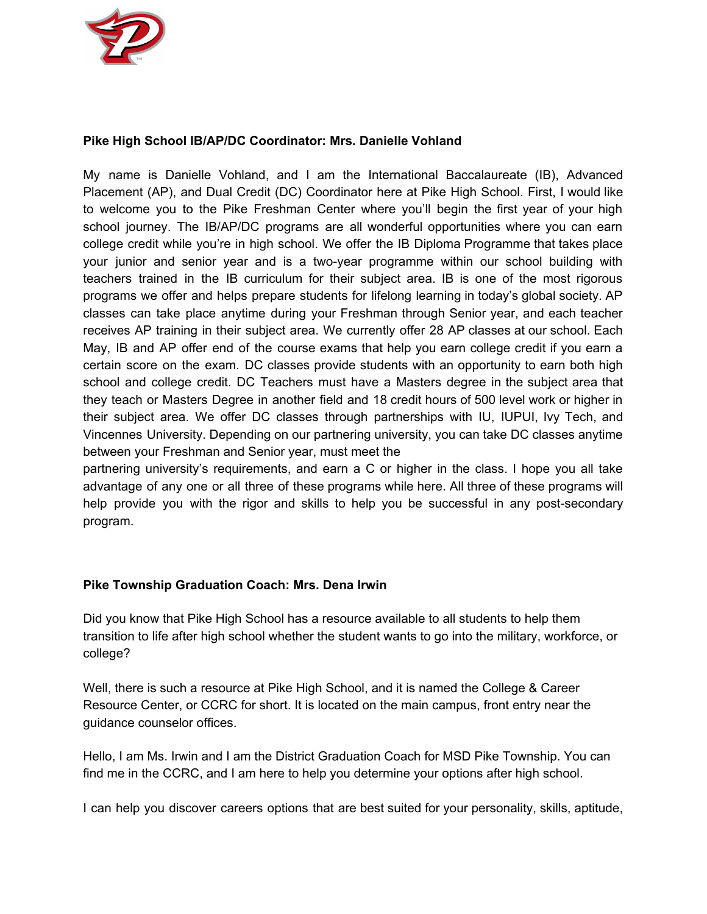**Pike High School IB/AP/DC Coordinator: Mrs. Danielle Vohland**

My name is Danielle Vohland, and I am the International Baccalaureate (IB), Advanced Placement (AP), and Dual Credit (DC) Coordinator here at Pike High School. First, I would like to welcome you to the Pike Freshman Center where you'll begin the first year of your high school journey. The IB/AP/DC programs are all wonderful opportunities where you can earn college credit while you're in high school. We offer the IB Diploma Programme that takes place your junior and senior year and is a two-year programme within our school building with teachers trained in the IB curriculum for their subject area. IB is one of the most rigorous programs we offer and helps prepare students for lifelong learning in today's global society. AP classes can take place anytime during your Freshman through Senior year, and each teacher receives AP training in their subject area. We currently offer 28 AP classes at our school. Each May, IB and AP offer end of the course exams that help you earn college credit if you earn a certain score on the exam. DC classes provide students with an opportunity to earn both high school and college credit. DC Teachers must have a Masters degree in the subject area that they teach or Masters Degree in another field and 18 credit hours of 500 level work or higher in their subject area. We offer DC classes through partnerships with IU, IUPUI, Ivy Tech, and Vincennes University. Depending on our partnering university, you can take DC classes anytime between your Freshman and Senior year, must meet the partnering university's requirements, and earn a C or higher in the class. I hope you all take advantage of any one or all three of these programs while here. All three of these programs will help provide you with the rigor and skills to help you be successful in any post-secondary program.

**Pike Township Graduation Coach: Mrs. Dena Irwin**

Did you know that Pike High School has a resource available to all students to help them transition to life after high school whether the student wants to go into the military, workforce, or college?

Well, there is such a resource at Pike High School, and it is named the College & Career Resource Center, or CCRC for short. It is located on the main campus, front entry near the guidance counselor offices.

Hello, I am Ms. Irwin and I am the District Graduation Coach for MSD Pike Township. You can find me in the CCRC, and I am here to help you determine your options after high school.

I can help you discover careers options that are best suited for your personality, skills, aptitude,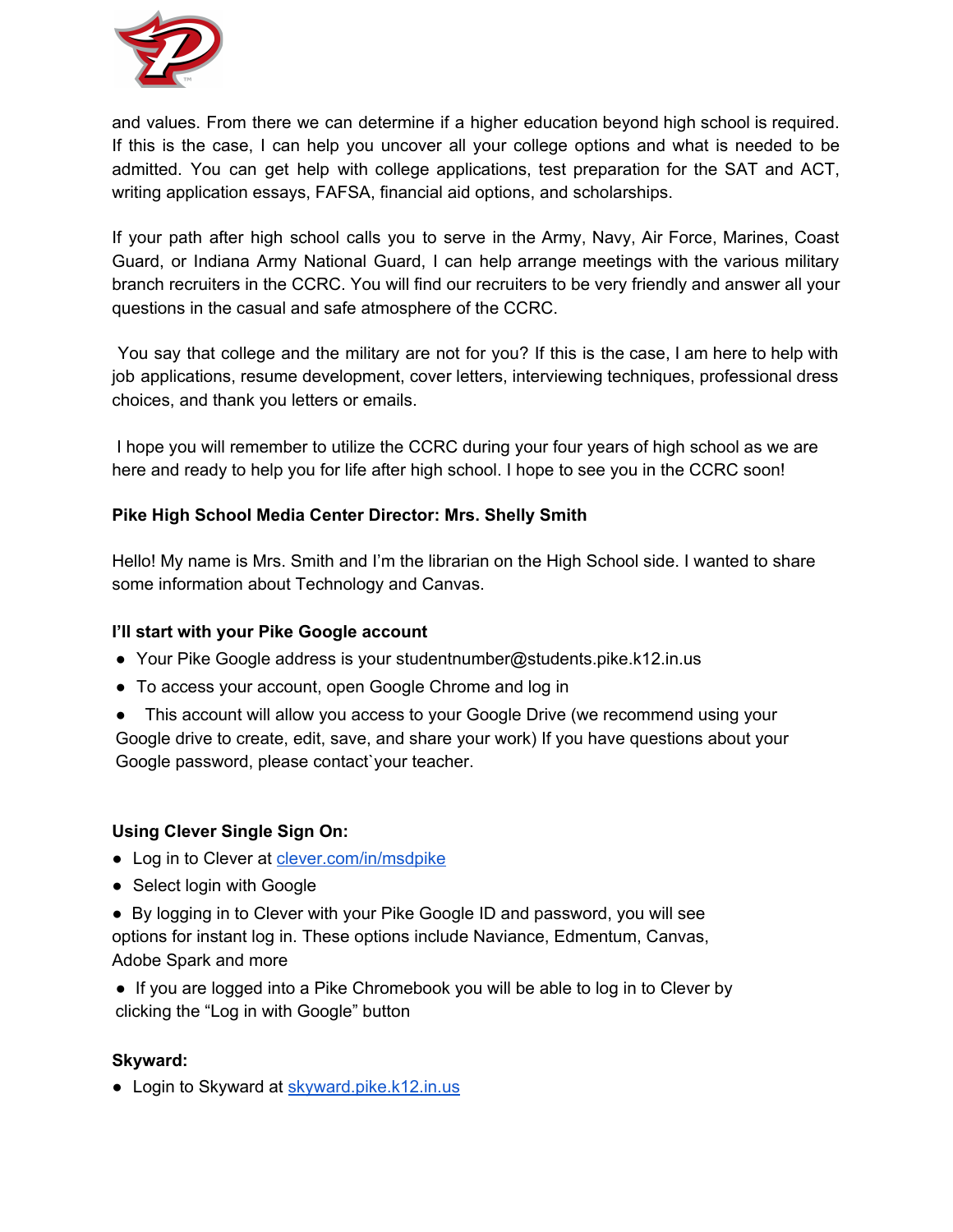and values. From there we can determine if a higher education beyond high school is required. If this is the case, I can help you uncover all your college options and what is needed to be admitted. You can get help with college applications, test preparation for the SAT and ACT, writing application essays, FAFSA, financial aid options, and scholarships.

If your path after high school calls you to serve in the Army, Navy, Air Force, Marines, Coast Guard, or Indiana Army National Guard, I can help arrange meetings with the various military branch recruiters in the CCRC. You will find our recruiters to be very friendly and answer all your questions in the casual and safe atmosphere of the CCRC.

You say that college and the military are not for you? If this is the case, I am here to help with job applications, resume development, cover letters, interviewing techniques, professional dress choices, and thank you letters or emails.

I hope you will remember to utilize the CCRC during your four years of high school as we are here and ready to help you for life after high school. I hope to see you in the CCRC soon!

**Pike High School Media Center Director: Mrs. Shelly Smith**

Hello! My name is Mrs. Smith and I'm the librarian on the High School side. I wanted to share some information about Technology and Canvas.

**I'll start with your Pike Google account**

- Your Pike Google address is your studentnumber@students.pike.k12.in.us
- To access your account, open Google Chrome and log in
- This account will allow you access to your Google Drive (we recommend using your Google drive to create, edit, save, and share your work) If you have questions about your Google password, please contact`your teacher.

**Using Clever Single Sign On:**

- Log in to Clever at [clever.com/in/msdpike](clever.com/in/msdpike)
- Select login with Google
- By logging in to Clever with your Pike Google ID and password, you will see options for instant log in. These options include Naviance, Edmentum, Canvas, Adobe Spark and more
- If you are logged into a Pike Chromebook you will be able to log in to Clever by clicking the "Log in with Google" button

**Skyward:**

- Login to Skyward at [skyward.pike.k12.in.us](skyward.pike.k12.in.us)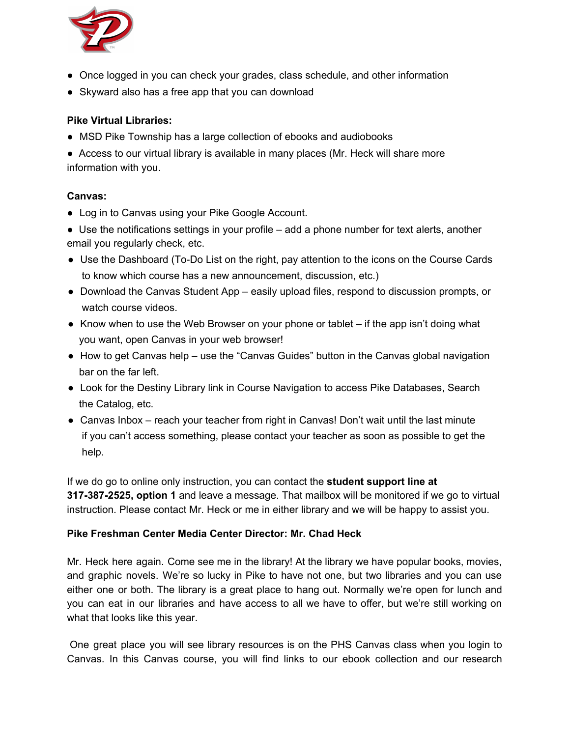- Once logged in you can check your grades, class schedule, and other information
- Skyward also has a free app that you can download

**Pike Virtual Libraries:**

- MSD Pike Township has a large collection of ebooks and audiobooks
- Access to our virtual library is available in many places (Mr. Heck will share more information with you.

**Canvas:**

- Log in to Canvas using your Pike Google Account.
- Use the notifications settings in your profile – add a phone number for text alerts, another email you regularly check, etc.
- Use the Dashboard (To-Do List on the right, pay attention to the icons on the Course Cards to know which course has a new announcement, discussion, etc.)
- Download the Canvas Student App – easily upload files, respond to discussion prompts, or watch course videos.
- Know when to use the Web Browser on your phone or tablet – if the app isn't doing what you want, open Canvas in your web browser!
- How to get Canvas help – use the "Canvas Guides" button in the Canvas global navigation bar on the far left.
- Look for the Destiny Library link in Course Navigation to access Pike Databases, Search the Catalog, etc.
- Canvas Inbox – reach your teacher from right in Canvas! Don't wait until the last minute if you can't access something, please contact your teacher as soon as possible to get the help.

If we do go to online only instruction, you can contact the **student support line at 317-387-2525, option 1** and leave a message. That mailbox will be monitored if we go to virtual instruction. Please contact Mr. Heck or me in either library and we will be happy to assist you.

**Pike Freshman Center Media Center Director: Mr. Chad Heck**

Mr. Heck here again. Come see me in the library! At the library we have popular books, movies, and graphic novels. We're so lucky in Pike to have not one, but two libraries and you can use either one or both. The library is a great place to hang out. Normally we're open for lunch and you can eat in our libraries and have access to all we have to offer, but we're still working on what that looks like this year.

One great place you will see library resources is on the PHS Canvas class when you login to Canvas. In this Canvas course, you will find links to our ebook collection and our research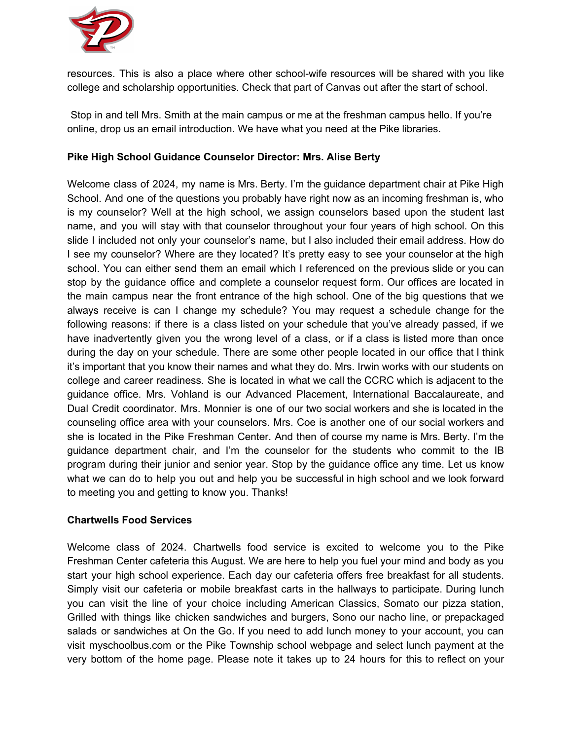resources. This is also a place where other school-wife resources will be shared with you like college and scholarship opportunities. Check that part of Canvas out after the start of school.

Stop in and tell Mrs. Smith at the main campus or me at the freshman campus hello. If you're online, drop us an email introduction. We have what you need at the Pike libraries.

**Pike High School Guidance Counselor Director: Mrs. Alise Berty**

Welcome class of 2024, my name is Mrs. Berty. I'm the guidance department chair at Pike High School. And one of the questions you probably have right now as an incoming freshman is, who is my counselor? Well at the high school, we assign counselors based upon the student last name, and you will stay with that counselor throughout your four years of high school. On this slide I included not only your counselor's name, but I also included their email address. How do I see my counselor? Where are they located? It's pretty easy to see your counselor at the high school. You can either send them an email which I referenced on the previous slide or you can stop by the guidance office and complete a counselor request form. Our offices are located in the main campus near the front entrance of the high school. One of the big questions that we always receive is can I change my schedule? You may request a schedule change for the following reasons: if there is a class listed on your schedule that you've already passed, if we have inadvertently given you the wrong level of a class, or if a class is listed more than once during the day on your schedule. There are some other people located in our office that I think it's important that you know their names and what they do. Mrs. Irwin works with our students on college and career readiness. She is located in what we call the CCRC which is adjacent to the guidance office. Mrs. Vohland is our Advanced Placement, International Baccalaureate, and Dual Credit coordinator. Mrs. Monnier is one of our two social workers and she is located in the counseling office area with your counselors. Mrs. Coe is another one of our social workers and she is located in the Pike Freshman Center. And then of course my name is Mrs. Berty. I'm the guidance department chair, and I'm the counselor for the students who commit to the IB program during their junior and senior year. Stop by the guidance office any time. Let us know what we can do to help you out and help you be successful in high school and we look forward to meeting you and getting to know you. Thanks!

**Chartwells Food Services**

Welcome class of 2024. Chartwells food service is excited to welcome you to the Pike Freshman Center cafeteria this August. We are here to help you fuel your mind and body as you start your high school experience. Each day our cafeteria offers free breakfast for all students. Simply visit our cafeteria or mobile breakfast carts in the hallways to participate. During lunch you can visit the line of your choice including American Classics, Somato our pizza station, Grilled with things like chicken sandwiches and burgers, Sono our nacho line, or prepackaged salads or sandwiches at On the Go. If you need to add lunch money to your account, you can visit myschoolbus.com or the Pike Township school webpage and select lunch payment at the very bottom of the home page. Please note it takes up to 24 hours for this to reflect on your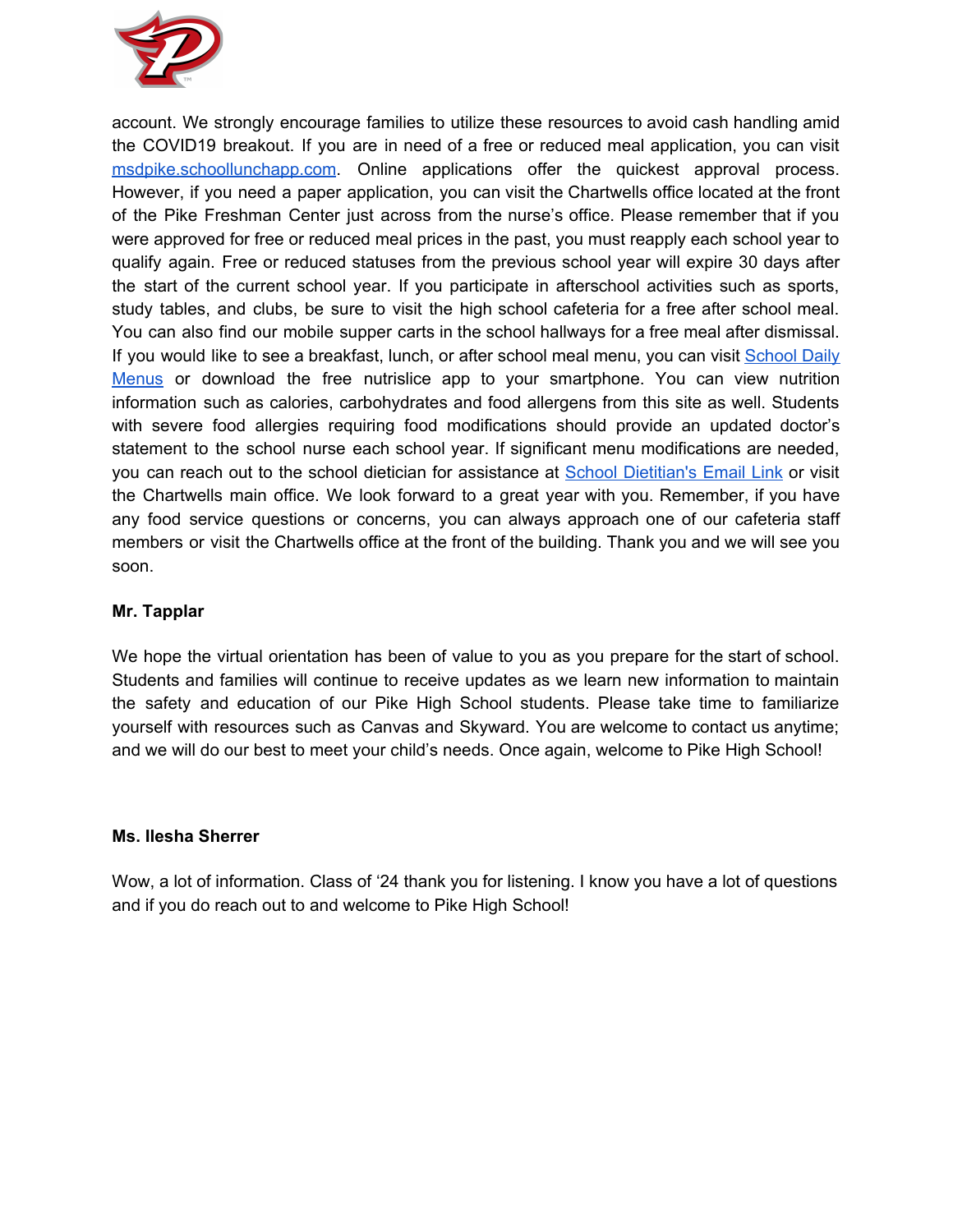account. We strongly encourage families to utilize these resources to avoid cash handling amid the COVID19 breakout. If you are in need of a free or reduced meal application, you can visit [msdpike.schoollunchapp.com](msdpike.schoollunchapp.com). Online applications offer the quickest approval process. However, if you need a paper application, you can visit the Chartwells office located at the front of the Pike Freshman Center just across from the nurse's office. Please remember that if you were approved for free or reduced meal prices in the past, you must reapply each school year to qualify again. Free or reduced statuses from the previous school year will expire 30 days after the start of the current school year. If you participate in afterschool activities such as sports, study tables, and clubs, be sure to visit the high school cafeteria for a free after school meal. You can also find our mobile supper carts in the school hallways for a free meal after dismissal. If you would like to see a breakfast, lunch, or after school meal menu, you can visit School Daily Menus or download the free nutrislice app to your smartphone. You can view nutrition information such as calories, carbohydrates and food allergens from this site as well. Students with severe food allergies requiring food modifications should provide an updated doctor's statement to the school nurse each school year. If significant menu modifications are needed, you can reach out to the school dietician for assistance at School Dietitian's Email Link or visit the Chartwells main office. We look forward to a great year with you. Remember, if you have any food service questions or concerns, you can always approach one of our cafeteria staff members or visit the Chartwells office at the front of the building. Thank you and we will see you soon.

**Mr. Tapplar**

We hope the virtual orientation has been of value to you as you prepare for the start of school. Students and families will continue to receive updates as we learn new information to maintain the safety and education of our Pike High School students. Please take time to familiarize yourself with resources such as Canvas and Skyward. You are welcome to contact us anytime; and we will do our best to meet your child's needs. Once again, welcome to Pike High School!

**Ms. Ilesha Sherrer**

Wow, a lot of information. Class of '24 thank you for listening. I know you have a lot of questions and if you do reach out to and welcome to Pike High School!